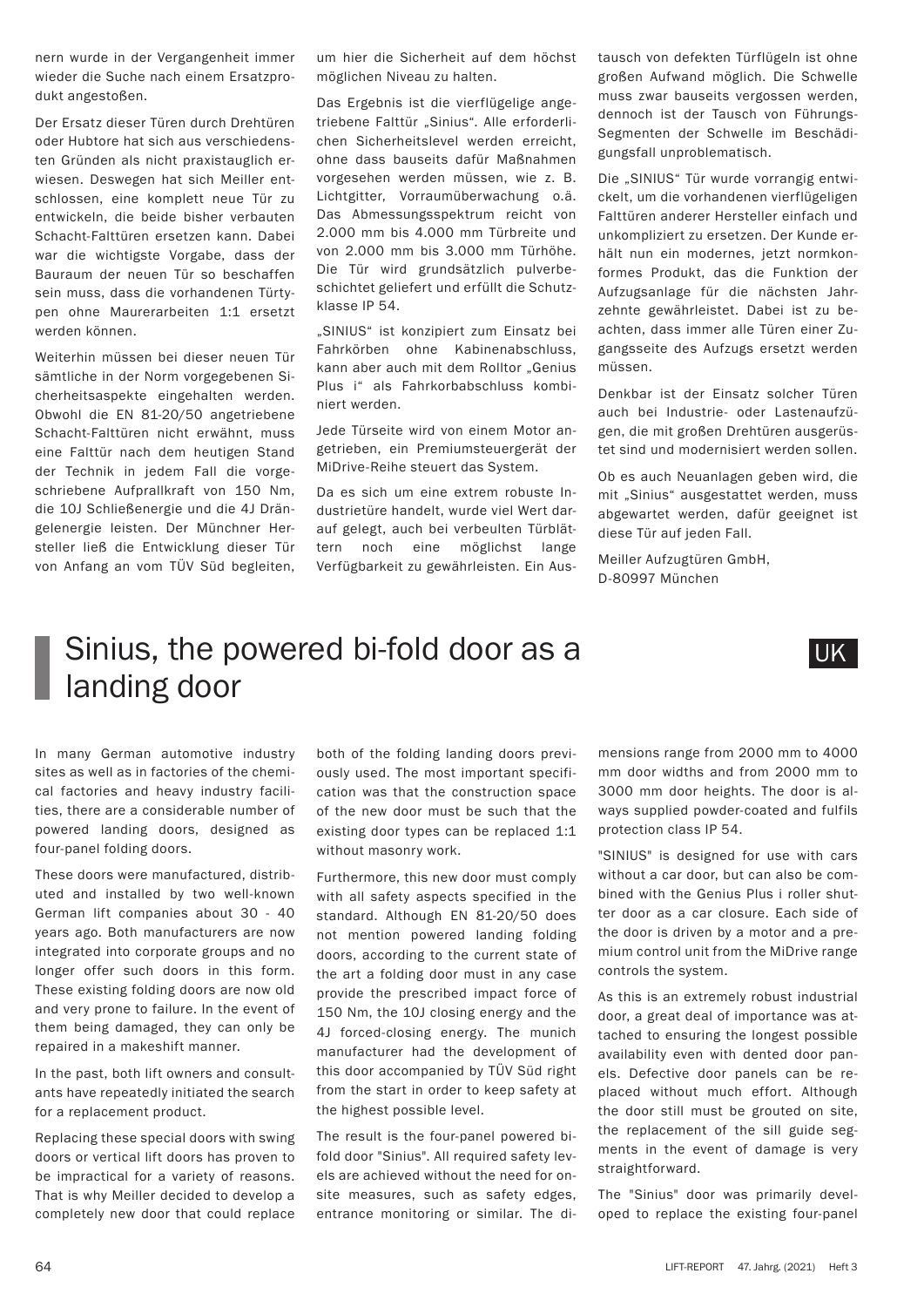nern wurde in der Vergangenheit immer wieder die Suche nach einem Ersatzprodukt angestoßen.

Der Ersatz dieser Türen durch Drehtüren oder Hubtore hat sich aus verschiedensten Gründen als nicht praxistauglich erwiesen. Deswegen hat sich Meiller entschlossen, eine komplett neue Tür zu entwickeln, die beide bisher verbauten Schacht-Falttüren ersetzen kann. Dabei war die wichtigste Vorgabe, dass der Bauraum der neuen Tür so beschaffen sein muss, dass die vorhandenen Türtypen ohne Maurerarbeiten 1:1 ersetzt werden können.

Weiterhin müssen bei dieser neuen Tür sämtliche in der Norm vorgegebenen Sicherheitsaspekte eingehalten werden. Obwohl die EN 81-20/50 angetriebene Schacht-Falttüren nicht erwähnt, muss eine Falttür nach dem heutigen Stand der Technik in jedem Fall die vorgeschriebene Aufprallkraft von 150 Nm, die 10J Schließenergie und die 4J Drängelenergie leisten. Der Münchner Hersteller ließ die Entwicklung dieser Tür von Anfang an vom TÜV Süd begleiten, um hier die Sicherheit auf dem höchst möglichen Niveau zu halten.

Das Ergebnis ist die vierflügelige angetriebene Falttür „Sinius". Alle erforderlichen Sicherheitslevel werden erreicht, ohne dass bauseits dafür Maßnahmen vorgesehen werden müssen, wie z. B. Lichtgitter, Vorraumüberwachung o.ä. Das Abmessungsspektrum reicht von 2.000 mm bis 4.000 mm Türbreite und von 2.000 mm bis 3.000 mm Türhöhe. Die Tür wird grundsätzlich pulverbeschichtet geliefert und erfüllt die Schutzklasse IP 54.

„SINIUS" ist konzipiert zum Einsatz bei Fahrkörben ohne Kabinenabschluss, kann aber auch mit dem Rolltor „Genius Plus i" als Fahrkorbabschluss kombiniert werden.

Jede Türseite wird von einem Motor angetrieben, ein Premiumsteuergerät der MiDrive-Reihe steuert das System.

Da es sich um eine extrem robuste Industrietüre handelt, wurde viel Wert darauf gelegt, auch bei verbeulten Türblättern noch eine möglichst lange Verfügbarkeit zu gewährleisten. Ein Austausch von defekten Türflügeln ist ohne großen Aufwand möglich. Die Schwelle muss zwar bauseits vergossen werden, dennoch ist der Tausch von Führungs-Segmenten der Schwelle im Beschädigungsfall unproblematisch.

Die „SINIUS" Tür wurde vorrangig entwickelt, um die vorhandenen vierflügeligen Falttüren anderer Hersteller einfach und unkompliziert zu ersetzen. Der Kunde erhält nun ein modernes, jetzt normkonformes Produkt, das die Funktion der Aufzugsanlage für die nächsten Jahrzehnte gewährleistet. Dabei ist zu beachten, dass immer alle Türen einer Zugangsseite des Aufzugs ersetzt werden müssen.

Denkbar ist der Einsatz solcher Türen auch bei Industrie- oder Lastenaufzügen, die mit großen Drehtüren ausgerüstet sind und modernisiert werden sollen.

Ob es auch Neuanlagen geben wird, die mit „Sinius" ausgestattet werden, muss abgewartet werden, dafür geeignet ist diese Tür auf jeden Fall.

Meiller Aufzugtüren GmbH,
D-80997 München

# Sinius, the powered bi-fold door as a landing door

UK

In many German automotive industry sites as well as in factories of the chemical factories and heavy industry facilities, there are a considerable number of powered landing doors, designed as four-panel folding doors.

These doors were manufactured, distributed and installed by two well-known German lift companies about 30 - 40 years ago. Both manufacturers are now integrated into corporate groups and no longer offer such doors in this form. These existing folding doors are now old and very prone to failure. In the event of them being damaged, they can only be repaired in a makeshift manner.

In the past, both lift owners and consultants have repeatedly initiated the search for a replacement product.

Replacing these special doors with swing doors or vertical lift doors has proven to be impractical for a variety of reasons. That is why Meiller decided to develop a completely new door that could replace both of the folding landing doors previously used. The most important specification was that the construction space of the new door must be such that the existing door types can be replaced 1:1 without masonry work.

Furthermore, this new door must comply with all safety aspects specified in the standard. Although EN 81-20/50 does not mention powered landing folding doors, according to the current state of the art a folding door must in any case provide the prescribed impact force of 150 Nm, the 10J closing energy and the 4J forced-closing energy. The munich manufacturer had the development of this door accompanied by TÜV Süd right from the start in order to keep safety at the highest possible level.

The result is the four-panel powered bi-fold door "Sinius". All required safety levels are achieved without the need for on-site measures, such as safety edges, entrance monitoring or similar. The dimensions range from 2000 mm to 4000 mm door widths and from 2000 mm to 3000 mm door heights. The door is always supplied powder-coated and fulfils protection class IP 54.

"SINIUS" is designed for use with cars without a car door, but can also be combined with the Genius Plus i roller shutter door as a car closure. Each side of the door is driven by a motor and a premium control unit from the MiDrive range controls the system.

As this is an extremely robust industrial door, a great deal of importance was attached to ensuring the longest possible availability even with dented door panels. Defective door panels can be replaced without much effort. Although the door still must be grouted on site, the replacement of the sill guide segments in the event of damage is very straightforward.

The "Sinius" door was primarily developed to replace the existing four-panel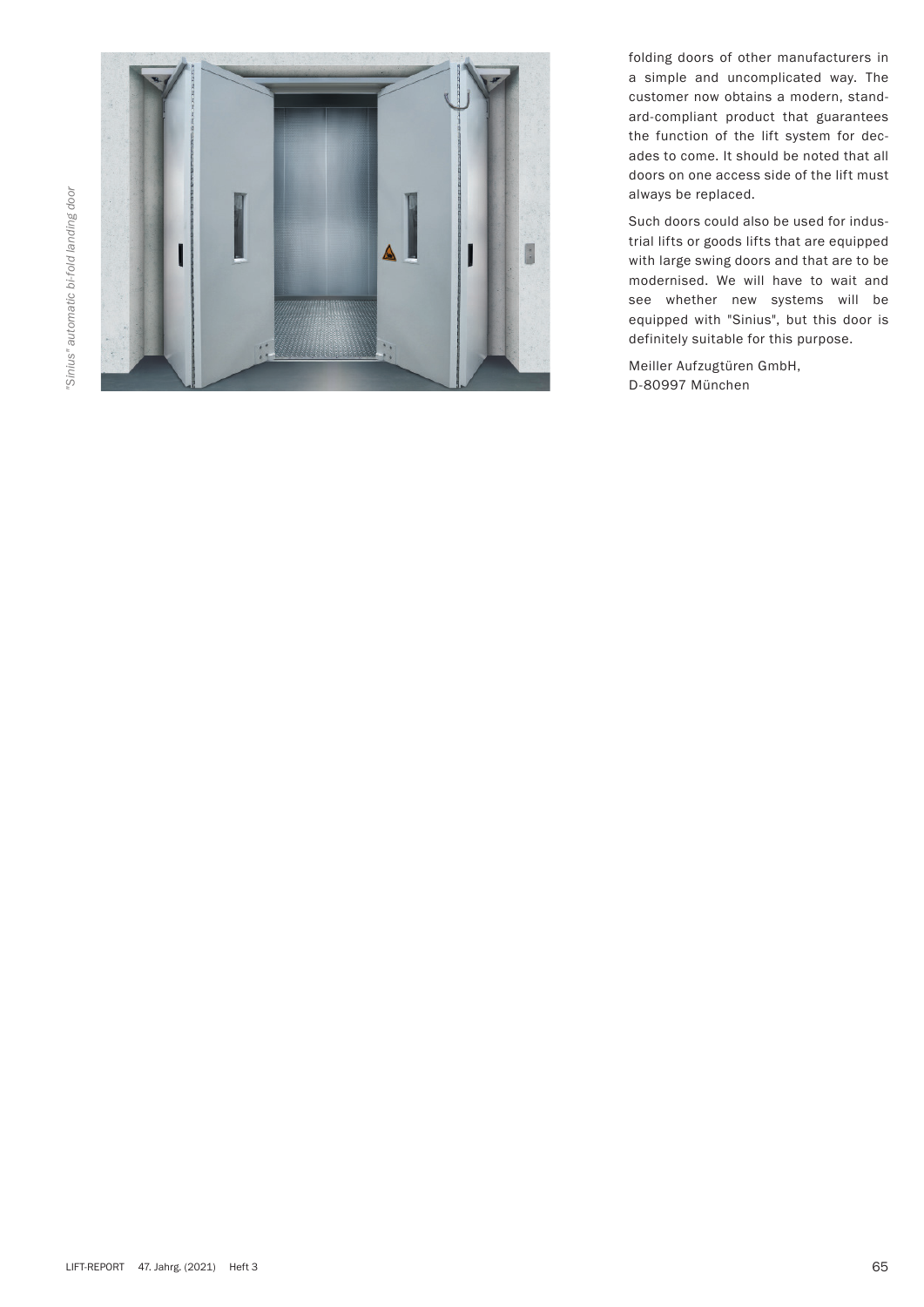*"Sinius" automatic bi-fold landing door*

folding doors of other manufacturers in a simple and uncomplicated way. The customer now obtains a modern, standard-compliant product that guarantees the function of the lift system for decades to come. It should be noted that all doors on one access side of the lift must always be replaced.

Such doors could also be used for industrial lifts or goods lifts that are equipped with large swing doors and that are to be modernised. We will have to wait and see whether new systems will be equipped with "Sinius", but this door is definitely suitable for this purpose.

Meiller Aufzugtüren GmbH,
D-80997 München